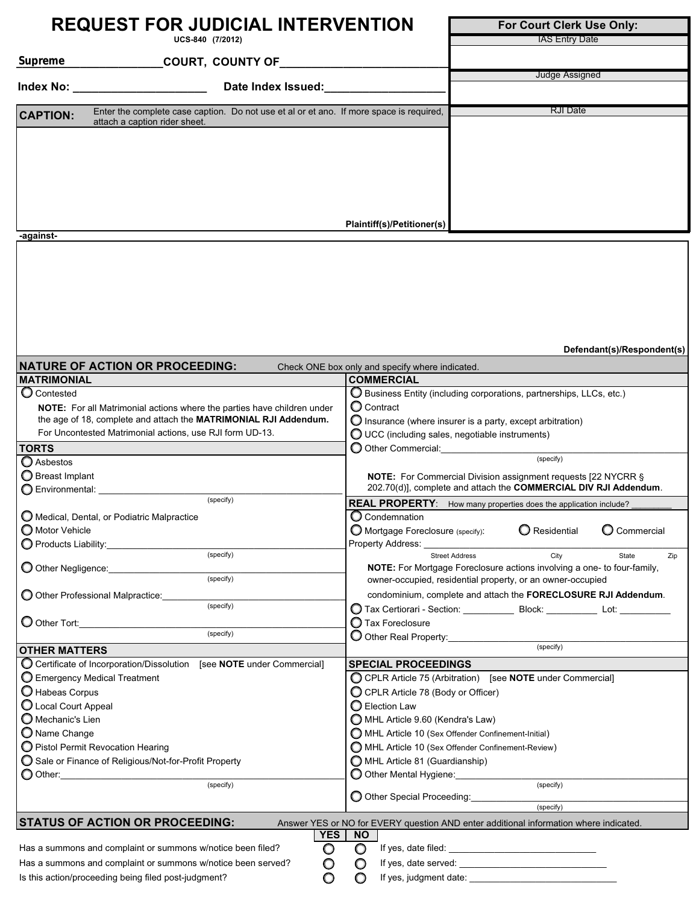# REQUEST FOR JUDICIAL INTERVENTION

UCS-840 (7/2012)

| For Court Clerk Use Only: |
| --- |
| IAS Entry Date |
| |
| Judge Assigned |
| |
| RJI Date |
| |

Supreme ____________ COURT, COUNTY OF ____________________________

Index No: ____________________ Date Index Issued: ____________________

**CAPTION:** Enter the complete case caption. Do not use et al or et ano. If more space is required, attach a caption rider sheet.

Plaintiff(s)/Petitioner(s)

-against-

Defendant(s)/Respondent(s)

## NATURE OF ACTION OR PROCEEDING: Check ONE box only and specify where indicated.

### MATRIMONIAL

- ○ Contested

**NOTE:** For all Matrimonial actions where the parties have children under the age of 18, complete and attach the **MATRIMONIAL RJI Addendum.** For Uncontested Matrimonial actions, use RJI form UD-13.

### TORTS

- ○ Asbestos
- ○ Breast Implant
- ○ Environmental: ____________________ (specify)
- ○ Medical, Dental, or Podiatric Malpractice
- ○ Motor Vehicle
- ○ Products Liability: ____________________ (specify)
- ○ Other Negligence: ____________________ (specify)
- ○ Other Professional Malpractice: ____________________ (specify)
- ○ Other Tort: ____________________ (specify)

### OTHER MATTERS

- ○ Certificate of Incorporation/Dissolution [see **NOTE** under Commercial]
- ○ Emergency Medical Treatment
- ○ Habeas Corpus
- ○ Local Court Appeal
- ○ Mechanic's Lien
- ○ Name Change
- ○ Pistol Permit Revocation Hearing
- ○ Sale or Finance of Religious/Not-for-Profit Property
- ○ Other: ____________________ (specify)

### COMMERCIAL

- ○ Business Entity (including corporations, partnerships, LLCs, etc.)
- ○ Contract
- ○ Insurance (where insurer is a party, except arbitration)
- ○ UCC (including sales, negotiable instruments)
- ○ Other Commercial: ____________________ (specify)

**NOTE:** For Commercial Division assignment requests [22 NYCRR § 202.70(d)], complete and attach the **COMMERCIAL DIV RJI Addendum**.

### REAL PROPERTY: How many properties does the application include? ________

- ○ Condemnation
- ○ Mortgage Foreclosure (specify): ○ Residential ○ Commercial

Property Address: ____________________
Street Address City State Zip

**NOTE:** For Mortgage Foreclosure actions involving a one- to four-family, owner-occupied, residential property, or an owner-occupied condominium, complete and attach the **FORECLOSURE RJI Addendum**.

- ○ Tax Certiorari - Section: __________ Block: __________ Lot: __________
- ○ Tax Foreclosure
- ○ Other Real Property: ____________________ (specify)

### SPECIAL PROCEEDINGS

- ○ CPLR Article 75 (Arbitration) [see **NOTE** under Commercial]
- ○ CPLR Article 78 (Body or Officer)
- ○ Election Law
- ○ MHL Article 9.60 (Kendra's Law)
- ○ MHL Article 10 (Sex Offender Confinement-Initial)
- ○ MHL Article 10 (Sex Offender Confinement-Review)
- ○ MHL Article 81 (Guardianship)
- ○ Other Mental Hygiene: ____________________ (specify)
- ○ Other Special Proceeding: ____________________ (specify)

## STATUS OF ACTION OR PROCEEDING: Answer YES or NO for EVERY question AND enter additional information where indicated.

| | YES | NO | |
| --- | --- | --- | --- |
| Has a summons and complaint or summons w/notice been filed? | ○ | ○ | If yes, date filed: ____________________ |
| Has a summons and complaint or summons w/notice been served? | ○ | ○ | If yes, date served: ____________________ |
| Is this action/proceeding being filed post-judgment? | ○ | ○ | If yes, judgment date: ____________________ |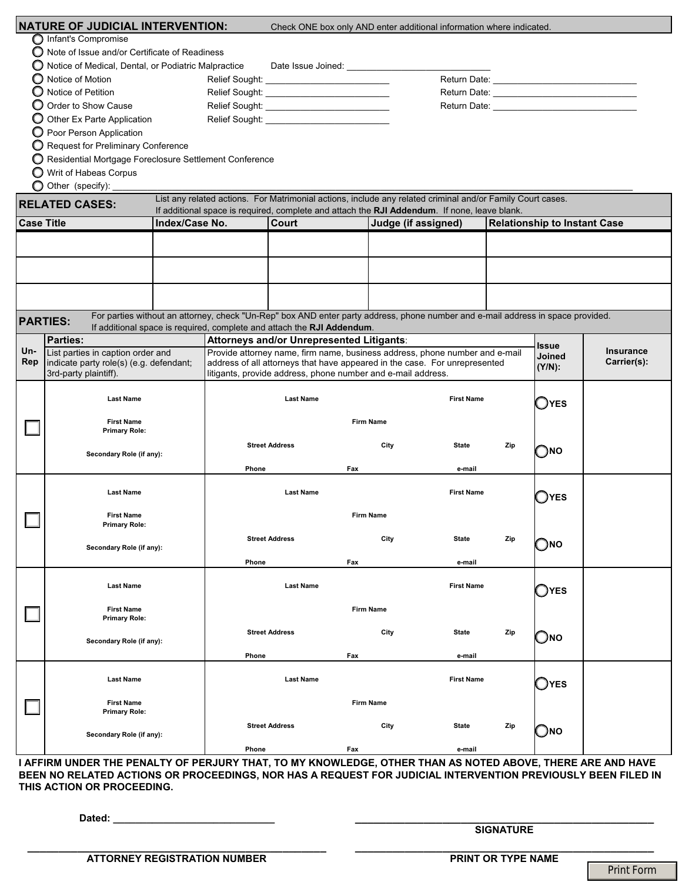## NATURE OF JUDICIAL INTERVENTION:

Check ONE box only AND enter additional information where indicated.

- ○ Infant's Compromise
- ○ Note of Issue and/or Certificate of Readiness
- ○ Notice of Medical, Dental, or Podiatric Malpractice Date Issue Joined: ____________________________
- ○ Notice of Motion Relief Sought: ________________________ Return Date: ____________________________
- ○ Notice of Petition Relief Sought: ________________________ Return Date: ____________________________
- ○ Order to Show Cause Relief Sought: ________________________ Return Date: ____________________________
- ○ Other Ex Parte Application Relief Sought: ________________________
- ○ Poor Person Application
- ○ Request for Preliminary Conference
- ○ Residential Mortgage Foreclosure Settlement Conference
- ○ Writ of Habeas Corpus
- ○ Other (specify): ____________________________________________________________

## RELATED CASES:

List any related actions. For Matrimonial actions, include any related criminal and/or Family Court cases. If additional space is required, complete and attach the **RJI Addendum**. If none, leave blank.

| Case Title | Index/Case No. | Court | Judge (if assigned) | Relationship to Instant Case |
|---|---|---|---|---|
| | | | | |
| | | | | |
| | | | | |

## PARTIES:

For parties without an attorney, check "Un-Rep" box AND enter party address, phone number and e-mail address in space provided. If additional space is required, complete and attach the **RJI Addendum**.

| Un-Rep | Parties: List parties in caption order and indicate party role(s) (e.g. defendant; 3rd-party plaintiff). | Attorneys and/or Unrepresented Litigants: Provide attorney name, firm name, business address, phone number and e-mail address of all attorneys that have appeared in the case. For unrepresented litigants, provide address, phone number and e-mail address. | Issue Joined (Y/N): | Insurance Carrier(s): |
|---|---|---|---|---|
| ☐ | Last Name<br>First Name<br>Primary Role:<br>Secondary Role (if any): | Last Name First Name<br>Firm Name<br>Street Address City State Zip<br>Phone Fax e-mail | ○ YES<br>○ NO | |
| ☐ | Last Name<br>First Name<br>Primary Role:<br>Secondary Role (if any): | Last Name First Name<br>Firm Name<br>Street Address City State Zip<br>Phone Fax e-mail | ○ YES<br>○ NO | |
| ☐ | Last Name<br>First Name<br>Primary Role:<br>Secondary Role (if any): | Last Name First Name<br>Firm Name<br>Street Address City State Zip<br>Phone Fax e-mail | ○ YES<br>○ NO | |
| ☐ | Last Name<br>First Name<br>Primary Role:<br>Secondary Role (if any): | Last Name First Name<br>Firm Name<br>Street Address City State Zip<br>Phone Fax e-mail | ○ YES<br>○ NO | |

**I AFFIRM UNDER THE PENALTY OF PERJURY THAT, TO MY KNOWLEDGE, OTHER THAN AS NOTED ABOVE, THERE ARE AND HAVE BEEN NO RELATED ACTIONS OR PROCEEDINGS, NOR HAS A REQUEST FOR JUDICIAL INTERVENTION PREVIOUSLY BEEN FILED IN THIS ACTION OR PROCEEDING.**

**Dated:** ____________________________ ________________________________________
**SIGNATURE**

________________________________________ ________________________________________
**ATTORNEY REGISTRATION NUMBER** **PRINT OR TYPE NAME**

Print Form